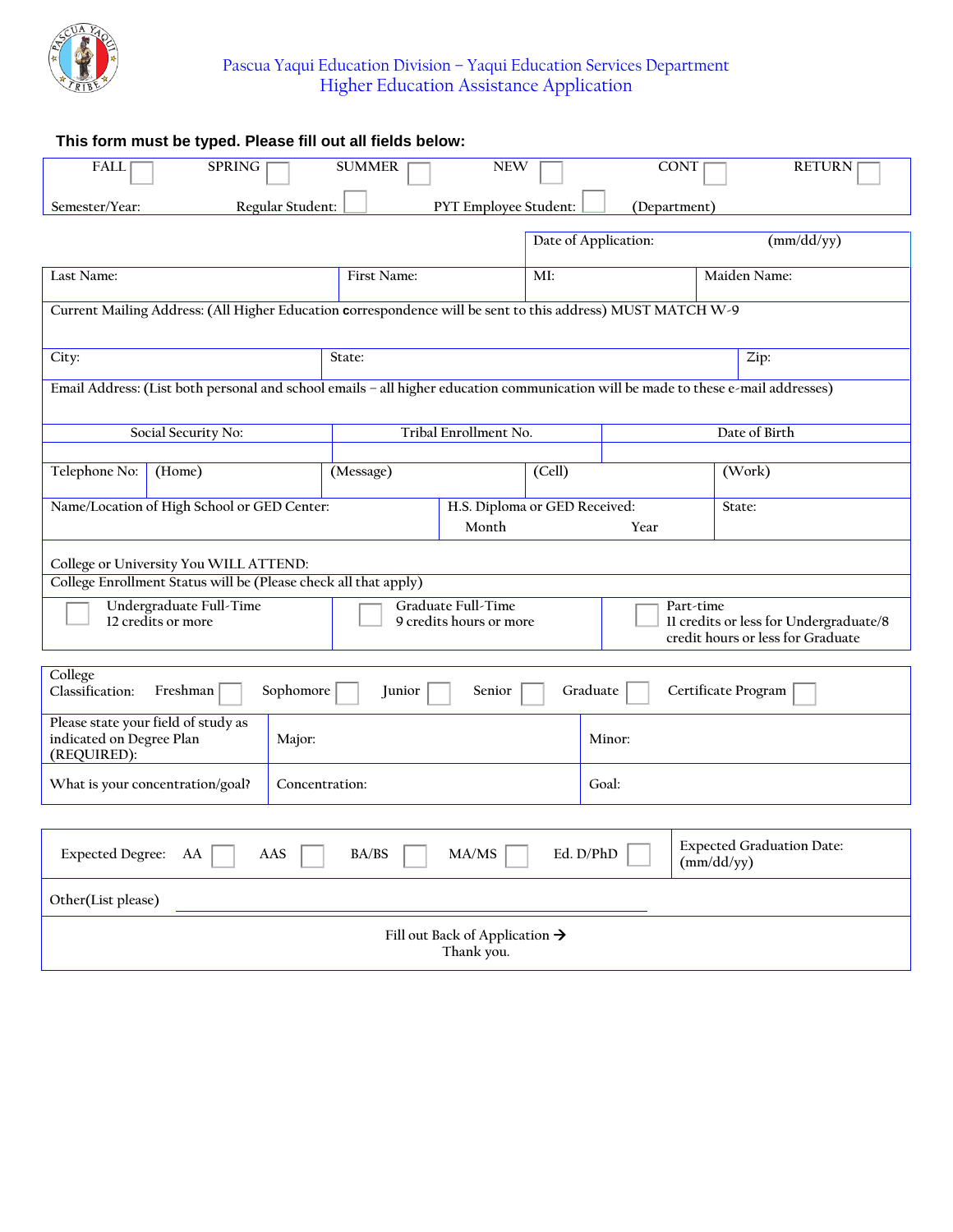Pascua Yaqui Education Division – Yaqui Education Services Department

# Higher Education Assistance Application

**This form must be typed. Please fill out all fields below:**

| FALL ☐ | SPRING ☐ | SUMMER ☐ | NEW ☐ | CONT ☐ | RETURN ☐ |
|---|---|---|---|---|---|
| Semester/Year: | Regular Student: ☐ | | PYT Employee Student: ☐ | (Department) | |

| | | Date of Application: (mm/dd/yy) | |
|---|---|---|---|
| Last Name: | First Name: | MI: | Maiden Name: |

Current Mailing Address: (All Higher Education correspondence will be sent to this address) MUST MATCH W-9

| City: | State: | Zip: |
|---|---|---|

Email Address: (List both personal and school emails – all higher education communication will be made to these e-mail addresses)

| Social Security No: | Tribal Enrollment No. | Date of Birth |
|---|---|---|
| | | |

| Telephone No: | (Home) | (Message) | (Cell) | (Work) |
|---|---|---|---|---|

| Name/Location of High School or GED Center: | H.S. Diploma or GED Received: Month Year | State: |
|---|---|---|

College or University You WILL ATTEND:

College Enrollment Status will be (Please check all that apply)

| ☐ Undergraduate Full-Time 12 credits or more | ☐ Graduate Full-Time 9 credits hours or more | ☐ Part-time 11 credits or less for Undergraduate/8 credit hours or less for Graduate |
|---|---|---|

College Classification: Freshman ☐ Sophomore ☐ Junior ☐ Senior ☐ Graduate ☐ Certificate Program ☐

| Please state your field of study as indicated on Degree Plan (REQUIRED): | Major: | Minor: |
|---|---|---|
| What is your concentration/goal? | Concentration: | Goal: |

| Expected Degree: AA ☐ AAS ☐ BA/BS ☐ MA/MS ☐ Ed. D/PhD ☐ | Expected Graduation Date: (mm/dd/yy) |
|---|---|

Other(List please) ______________________________

Fill out Back of Application →
Thank you.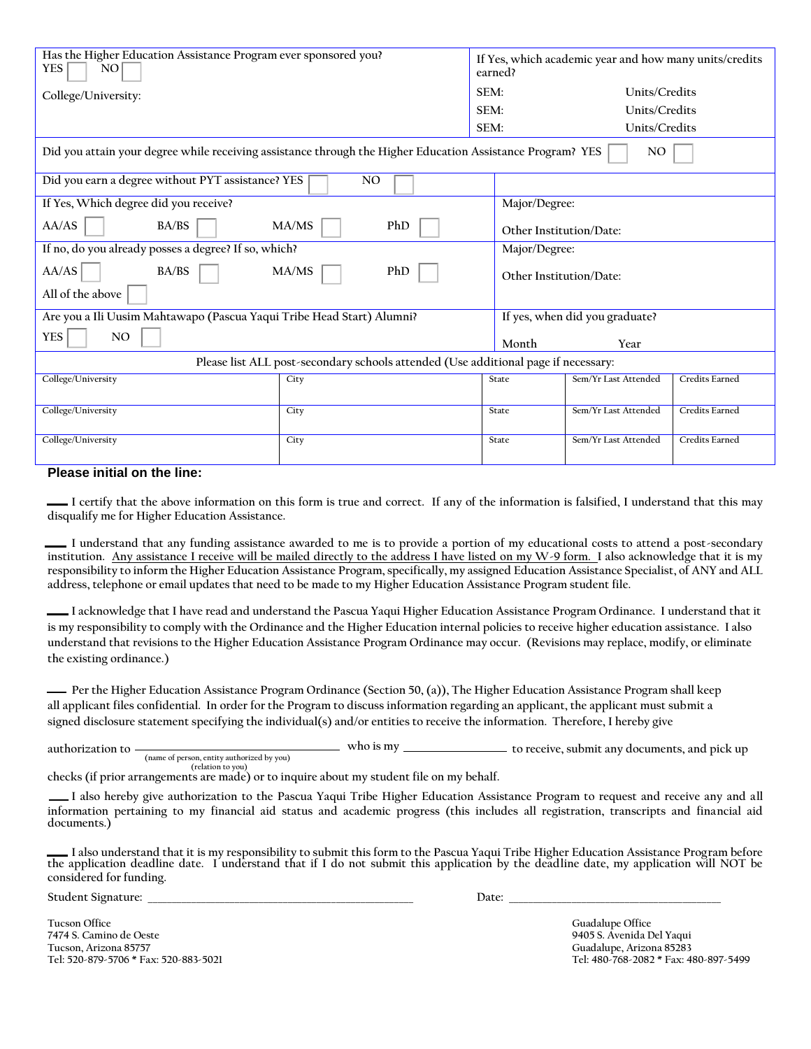| | |
|---|---|
| Has the Higher Education Assistance Program ever sponsored you? YES ☐ NO ☐ <br><br> College/University: | If Yes, which academic year and how many units/credits earned? <br> SEM: Units/Credits <br> SEM: Units/Credits <br> SEM: Units/Credits |
| Did you attain your degree while receiving assistance through the Higher Education Assistance Program? YES ☐ NO ☐ | |
| Did you earn a degree without PYT assistance? YES ☐ NO ☐ | |
| If Yes, Which degree did you receive? <br> AA/AS ☐ BA/BS ☐ MA/MS ☐ PhD ☐ | Major/Degree: <br> Other Institution/Date: |
| If no, do you already posses a degree? If so, which? <br> AA/AS ☐ BA/BS ☐ MA/MS ☐ PhD ☐ <br> All of the above ☐ | Major/Degree: <br> Other Institution/Date: |
| Are you a Ili Uusim Mahtawapo (Pascua Yaqui Tribe Head Start) Alumni? <br> YES ☐ NO ☐ | If yes, when did you graduate? <br> Month Year |

Please list ALL post-secondary schools attended (Use additional page if necessary:

| College/University | City | State | Sem/Yr Last Attended | Credits Earned |
|---|---|---|---|---|
| College/University | City | State | Sem/Yr Last Attended | Credits Earned |
| College/University | City | State | Sem/Yr Last Attended | Credits Earned |

**Please initial on the line:**

\_\_\_ I certify that the above information on this form is true and correct. If any of the information is falsified, I understand that this may disqualify me for Higher Education Assistance.

\_\_\_ I understand that any funding assistance awarded to me is to provide a portion of my educational costs to attend a post-secondary institution. Any assistance I receive will be mailed directly to the address I have listed on my W-9 form. I also acknowledge that it is my responsibility to inform the Higher Education Assistance Program, specifically, my assigned Education Assistance Specialist, of ANY and ALL address, telephone or email updates that need to be made to my Higher Education Assistance Program student file.

\_\_\_ I acknowledge that I have read and understand the Pascua Yaqui Higher Education Assistance Program Ordinance. I understand that it is my responsibility to comply with the Ordinance and the Higher Education internal policies to receive higher education assistance. I also understand that revisions to the Higher Education Assistance Program Ordinance may occur. (Revisions may replace, modify, or eliminate the existing ordinance.)

\_\_\_ Per the Higher Education Assistance Program Ordinance (Section 50, (a)), The Higher Education Assistance Program shall keep all applicant files confidential. In order for the Program to discuss information regarding an applicant, the applicant must submit a signed disclosure statement specifying the individual(s) and/or entities to receive the information. Therefore, I hereby give

authorization to \_\_\_\_\_\_\_\_\_\_\_\_\_\_\_\_\_\_\_\_\_\_\_\_ who is my \_\_\_\_\_\_\_\_\_\_\_\_\_\_ to receive, submit any documents, and pick up
(name of person, entity authorized by you) (relation to you)
checks (if prior arrangements are made) or to inquire about my student file on my behalf.

\_\_\_ I also hereby give authorization to the Pascua Yaqui Tribe Higher Education Assistance Program to request and receive any and all information pertaining to my financial aid status and academic progress (this includes all registration, transcripts and financial aid documents.)

\_\_\_ I also understand that it is my responsibility to submit this form to the Pascua Yaqui Tribe Higher Education Assistance Program before the application deadline date. I understand that if I do not submit this application by the deadline date, my application will NOT be considered for funding.

Student Signature: \_\_\_\_\_\_\_\_\_\_\_\_\_\_\_\_\_\_\_\_\_\_\_\_\_\_\_\_\_\_ Date: \_\_\_\_\_\_\_\_\_\_\_\_\_\_\_\_\_\_\_\_\_\_\_\_

Tucson Office
7474 S. Camino de Oeste
Tucson, Arizona 85757
Tel: 520-879-5706 * Fax: 520-883-5021

Guadalupe Office
9405 S. Avenida Del Yaqui
Guadalupe, Arizona 85283
Tel: 480-768-2082 * Fax: 480-897-5499